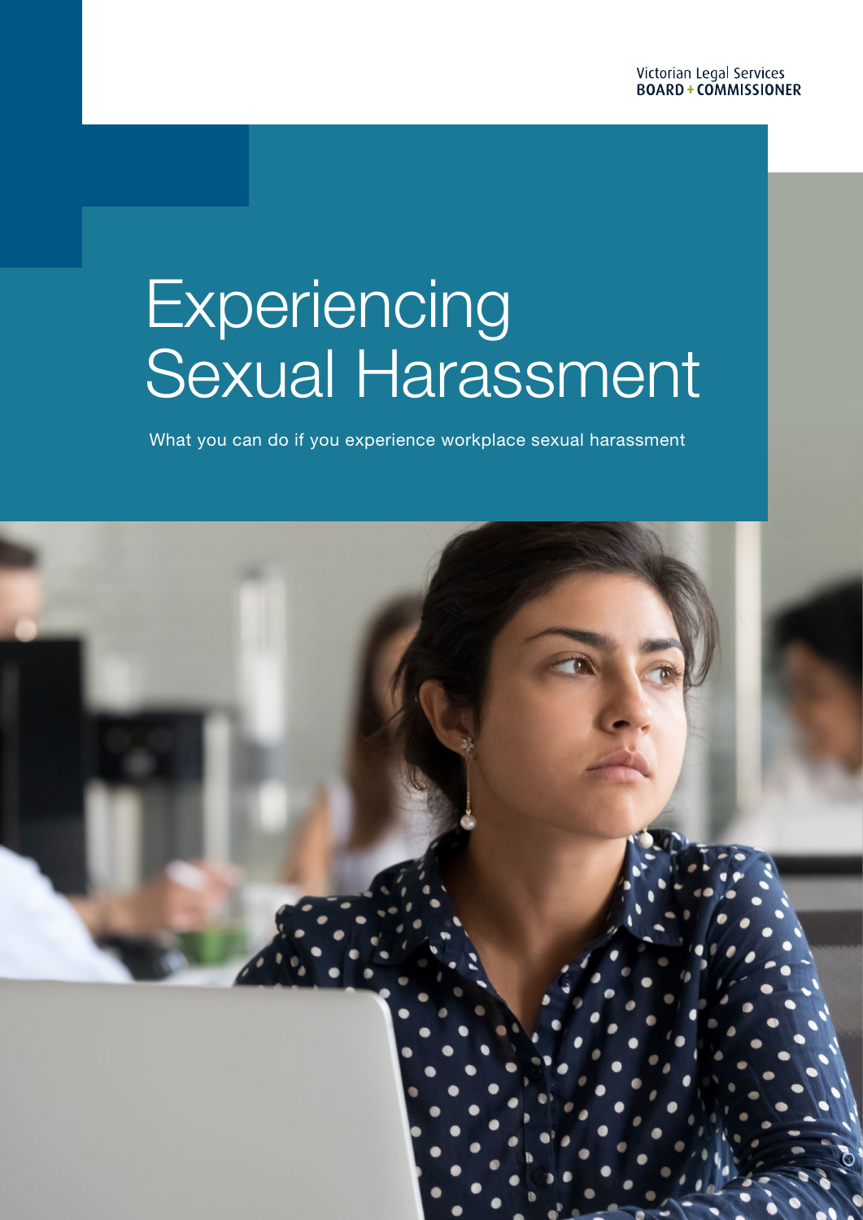Victorian Legal Services
BOARD + COMMISSIONER

# Experiencing Sexual Harassment

What you can do if you experience workplace sexual harassment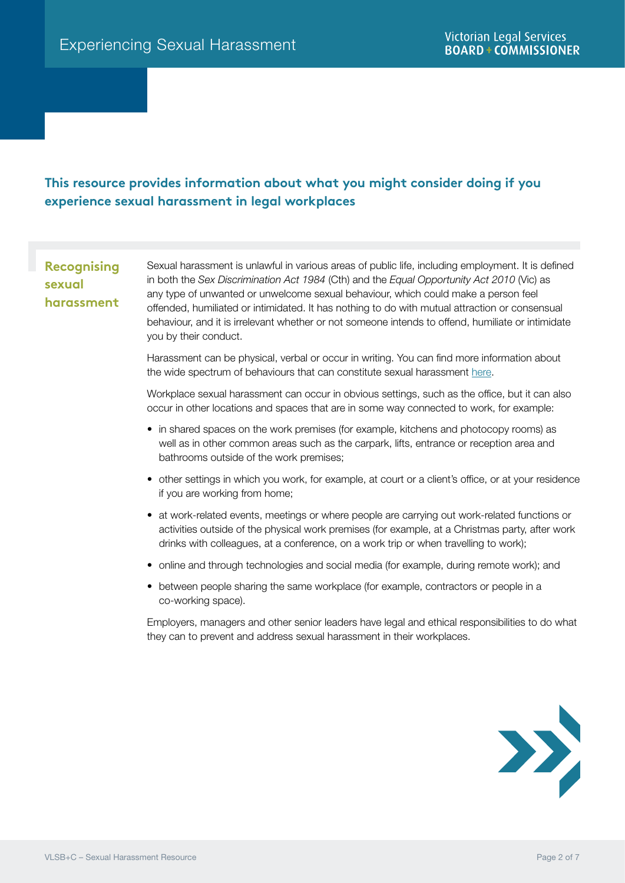**This resource provides information about what you might consider doing if you experience sexual harassment in legal workplaces**

## Recognising sexual harassment

Sexual harassment is unlawful in various areas of public life, including employment. It is defined in both the *Sex Discrimination Act 1984* (Cth) and the *Equal Opportunity Act 2010* (Vic) as any type of unwanted or unwelcome sexual behaviour, which could make a person feel offended, humiliated or intimidated. It has nothing to do with mutual attraction or consensual behaviour, and it is irrelevant whether or not someone intends to offend, humiliate or intimidate you by their conduct.

Harassment can be physical, verbal or occur in writing. You can find more information about the wide spectrum of behaviours that can constitute sexual harassment here.

Workplace sexual harassment can occur in obvious settings, such as the office, but it can also occur in other locations and spaces that are in some way connected to work, for example:

- in shared spaces on the work premises (for example, kitchens and photocopy rooms) as well as in other common areas such as the carpark, lifts, entrance or reception area and bathrooms outside of the work premises;
- other settings in which you work, for example, at court or a client's office, or at your residence if you are working from home;
- at work-related events, meetings or where people are carrying out work-related functions or activities outside of the physical work premises (for example, at a Christmas party, after work drinks with colleagues, at a conference, on a work trip or when travelling to work);
- online and through technologies and social media (for example, during remote work); and
- between people sharing the same workplace (for example, contractors or people in a co-working space).

Employers, managers and other senior leaders have legal and ethical responsibilities to do what they can to prevent and address sexual harassment in their workplaces.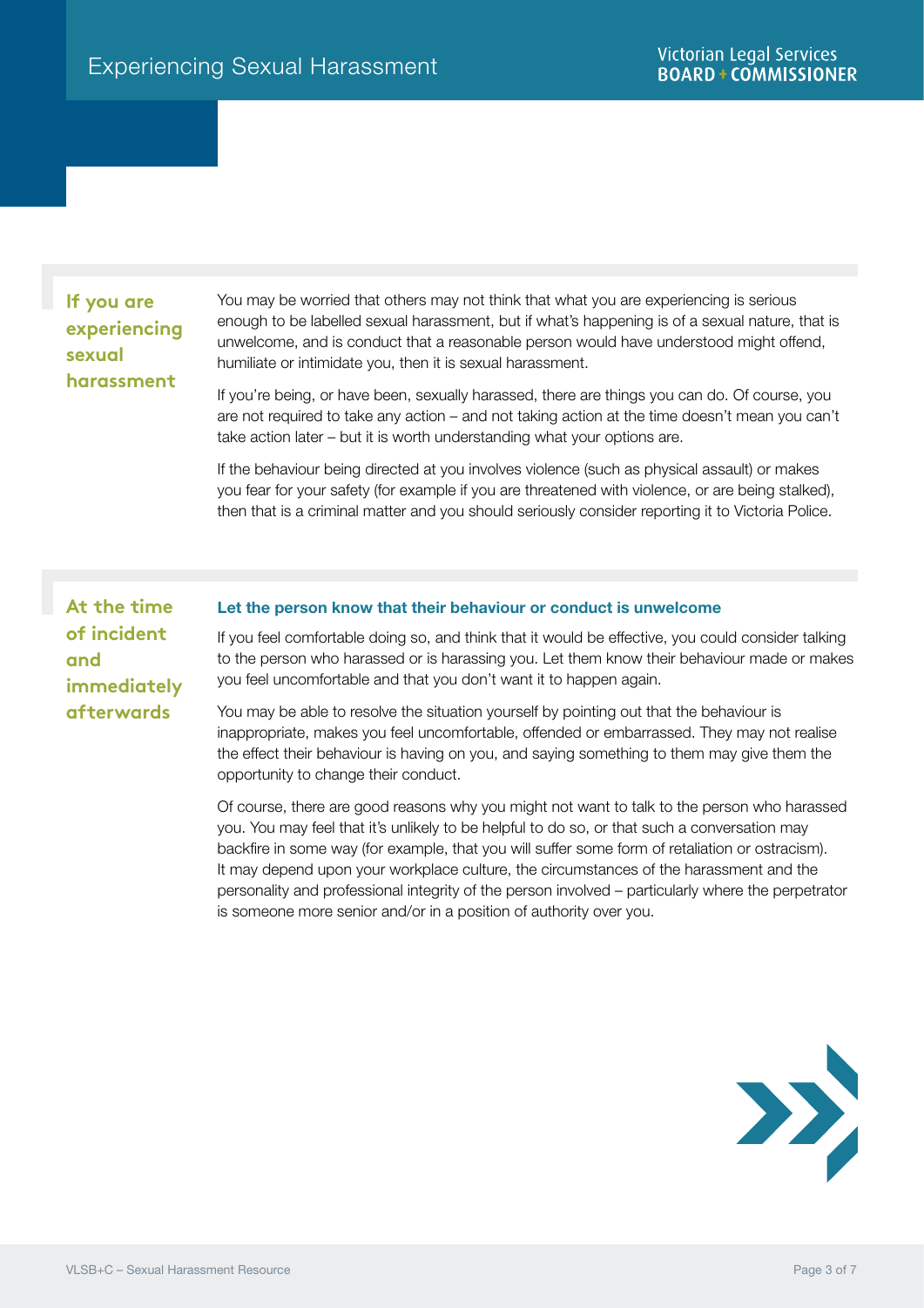## If you are experiencing sexual harassment

You may be worried that others may not think that what you are experiencing is serious enough to be labelled sexual harassment, but if what's happening is of a sexual nature, that is unwelcome, and is conduct that a reasonable person would have understood might offend, humiliate or intimidate you, then it is sexual harassment.

If you're being, or have been, sexually harassed, there are things you can do. Of course, you are not required to take any action – and not taking action at the time doesn't mean you can't take action later – but it is worth understanding what your options are.

If the behaviour being directed at you involves violence (such as physical assault) or makes you fear for your safety (for example if you are threatened with violence, or are being stalked), then that is a criminal matter and you should seriously consider reporting it to Victoria Police.

## At the time of incident and immediately afterwards

### Let the person know that their behaviour or conduct is unwelcome

If you feel comfortable doing so, and think that it would be effective, you could consider talking to the person who harassed or is harassing you. Let them know their behaviour made or makes you feel uncomfortable and that you don't want it to happen again.

You may be able to resolve the situation yourself by pointing out that the behaviour is inappropriate, makes you feel uncomfortable, offended or embarrassed. They may not realise the effect their behaviour is having on you, and saying something to them may give them the opportunity to change their conduct.

Of course, there are good reasons why you might not want to talk to the person who harassed you. You may feel that it's unlikely to be helpful to do so, or that such a conversation may backfire in some way (for example, that you will suffer some form of retaliation or ostracism). It may depend upon your workplace culture, the circumstances of the harassment and the personality and professional integrity of the person involved – particularly where the perpetrator is someone more senior and/or in a position of authority over you.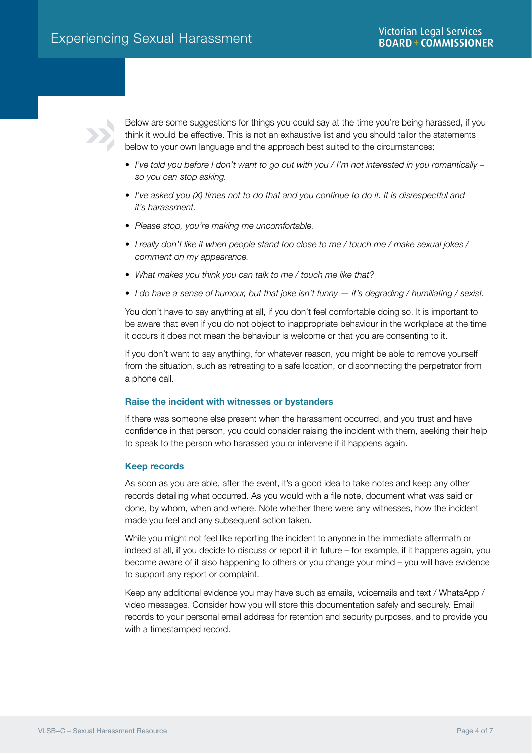Below are some suggestions for things you could say at the time you're being harassed, if you think it would be effective. This is not an exhaustive list and you should tailor the statements below to your own language and the approach best suited to the circumstances:

- *I've told you before I don't want to go out with you / I'm not interested in you romantically – so you can stop asking.*
- *I've asked you (X) times not to do that and you continue to do it. It is disrespectful and it's harassment.*
- *Please stop, you're making me uncomfortable.*
- *I really don't like it when people stand too close to me / touch me / make sexual jokes / comment on my appearance.*
- *What makes you think you can talk to me / touch me like that?*
- *I do have a sense of humour, but that joke isn't funny — it's degrading / humiliating / sexist.*

You don't have to say anything at all, if you don't feel comfortable doing so. It is important to be aware that even if you do not object to inappropriate behaviour in the workplace at the time it occurs it does not mean the behaviour is welcome or that you are consenting to it.

If you don't want to say anything, for whatever reason, you might be able to remove yourself from the situation, such as retreating to a safe location, or disconnecting the perpetrator from a phone call.

### Raise the incident with witnesses or bystanders

If there was someone else present when the harassment occurred, and you trust and have confidence in that person, you could consider raising the incident with them, seeking their help to speak to the person who harassed you or intervene if it happens again.

### Keep records

As soon as you are able, after the event, it's a good idea to take notes and keep any other records detailing what occurred. As you would with a file note, document what was said or done, by whom, when and where. Note whether there were any witnesses, how the incident made you feel and any subsequent action taken.

While you might not feel like reporting the incident to anyone in the immediate aftermath or indeed at all, if you decide to discuss or report it in future – for example, if it happens again, you become aware of it also happening to others or you change your mind – you will have evidence to support any report or complaint.

Keep any additional evidence you may have such as emails, voicemails and text / WhatsApp / video messages. Consider how you will store this documentation safely and securely. Email records to your personal email address for retention and security purposes, and to provide you with a timestamped record.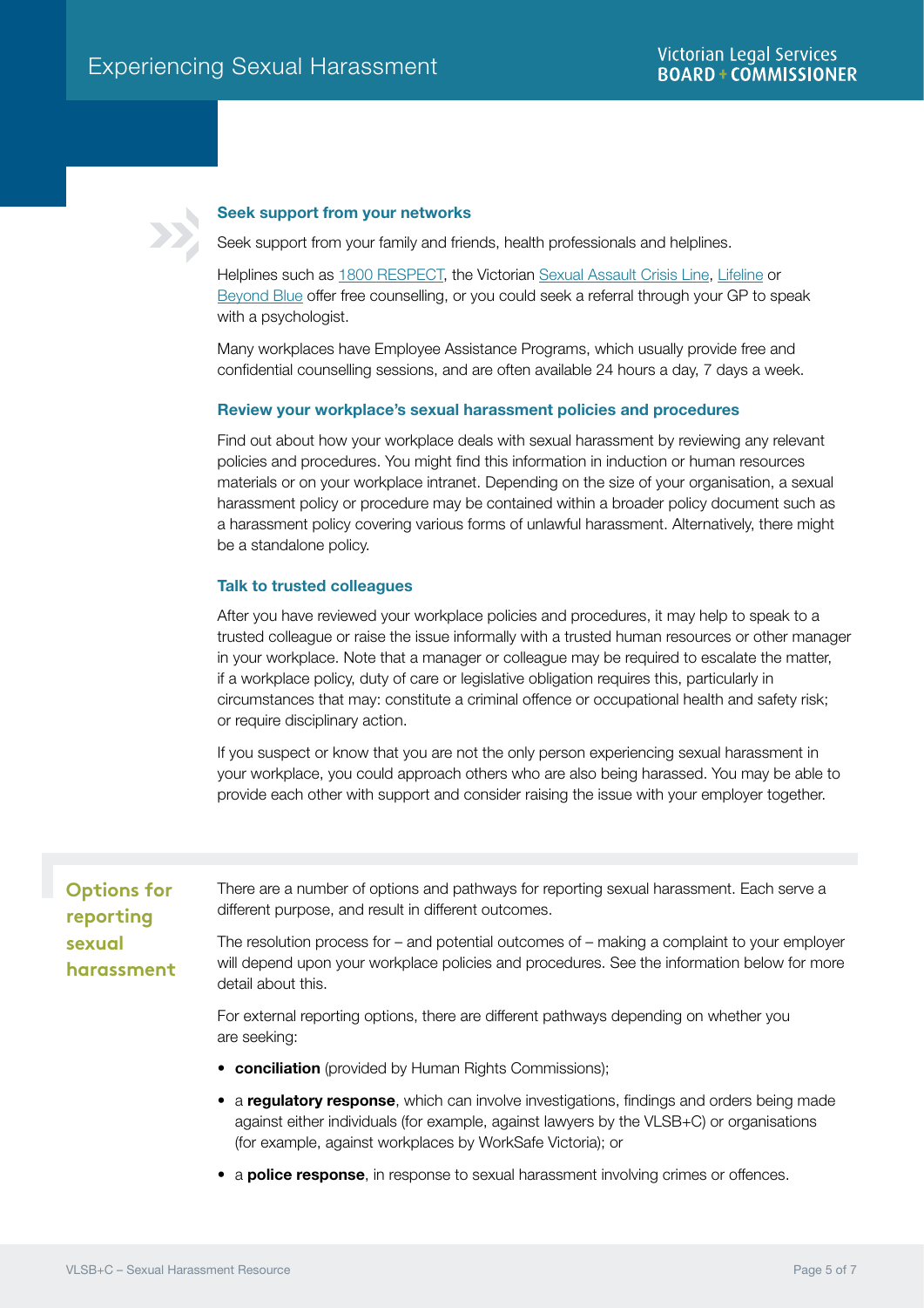#### Seek support from your networks

Seek support from your family and friends, health professionals and helplines.

Helplines such as 1800 RESPECT, the Victorian Sexual Assault Crisis Line, Lifeline or Beyond Blue offer free counselling, or you could seek a referral through your GP to speak with a psychologist.

Many workplaces have Employee Assistance Programs, which usually provide free and confidential counselling sessions, and are often available 24 hours a day, 7 days a week.

#### Review your workplace's sexual harassment policies and procedures

Find out about how your workplace deals with sexual harassment by reviewing any relevant policies and procedures. You might find this information in induction or human resources materials or on your workplace intranet. Depending on the size of your organisation, a sexual harassment policy or procedure may be contained within a broader policy document such as a harassment policy covering various forms of unlawful harassment. Alternatively, there might be a standalone policy.

#### Talk to trusted colleagues

After you have reviewed your workplace policies and procedures, it may help to speak to a trusted colleague or raise the issue informally with a trusted human resources or other manager in your workplace. Note that a manager or colleague may be required to escalate the matter, if a workplace policy, duty of care or legislative obligation requires this, particularly in circumstances that may: constitute a criminal offence or occupational health and safety risk; or require disciplinary action.

If you suspect or know that you are not the only person experiencing sexual harassment in your workplace, you could approach others who are also being harassed. You may be able to provide each other with support and consider raising the issue with your employer together.

## Options for reporting sexual harassment

There are a number of options and pathways for reporting sexual harassment. Each serve a different purpose, and result in different outcomes.

The resolution process for – and potential outcomes of – making a complaint to your employer will depend upon your workplace policies and procedures. See the information below for more detail about this.

For external reporting options, there are different pathways depending on whether you are seeking:

- **conciliation** (provided by Human Rights Commissions);
- a **regulatory response**, which can involve investigations, findings and orders being made against either individuals (for example, against lawyers by the VLSB+C) or organisations (for example, against workplaces by WorkSafe Victoria); or
- a **police response**, in response to sexual harassment involving crimes or offences.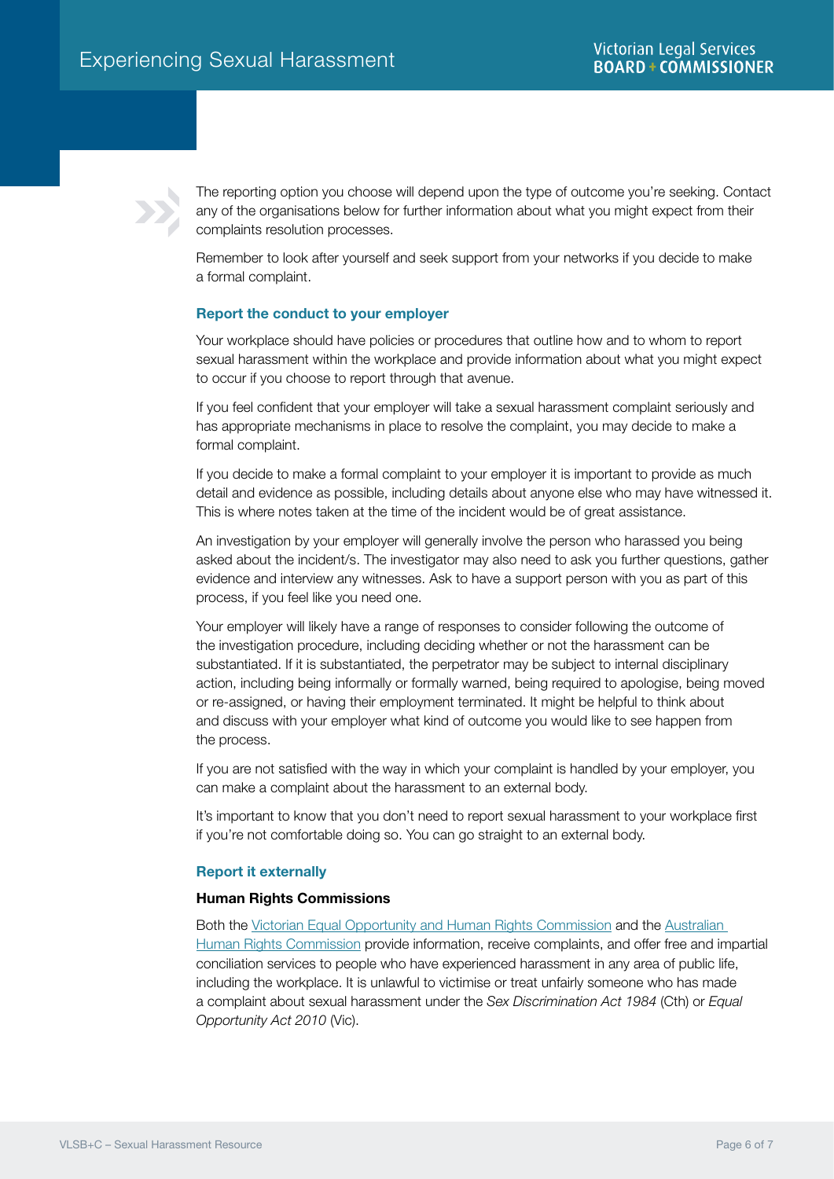The reporting option you choose will depend upon the type of outcome you're seeking. Contact any of the organisations below for further information about what you might expect from their complaints resolution processes.

Remember to look after yourself and seek support from your networks if you decide to make a formal complaint.

### Report the conduct to your employer

Your workplace should have policies or procedures that outline how and to whom to report sexual harassment within the workplace and provide information about what you might expect to occur if you choose to report through that avenue.

If you feel confident that your employer will take a sexual harassment complaint seriously and has appropriate mechanisms in place to resolve the complaint, you may decide to make a formal complaint.

If you decide to make a formal complaint to your employer it is important to provide as much detail and evidence as possible, including details about anyone else who may have witnessed it. This is where notes taken at the time of the incident would be of great assistance.

An investigation by your employer will generally involve the person who harassed you being asked about the incident/s. The investigator may also need to ask you further questions, gather evidence and interview any witnesses. Ask to have a support person with you as part of this process, if you feel like you need one.

Your employer will likely have a range of responses to consider following the outcome of the investigation procedure, including deciding whether or not the harassment can be substantiated. If it is substantiated, the perpetrator may be subject to internal disciplinary action, including being informally or formally warned, being required to apologise, being moved or re-assigned, or having their employment terminated. It might be helpful to think about and discuss with your employer what kind of outcome you would like to see happen from the process.

If you are not satisfied with the way in which your complaint is handled by your employer, you can make a complaint about the harassment to an external body.

It's important to know that you don't need to report sexual harassment to your workplace first if you're not comfortable doing so. You can go straight to an external body.

### Report it externally

**Human Rights Commissions**

Both the Victorian Equal Opportunity and Human Rights Commission and the Australian Human Rights Commission provide information, receive complaints, and offer free and impartial conciliation services to people who have experienced harassment in any area of public life, including the workplace. It is unlawful to victimise or treat unfairly someone who has made a complaint about sexual harassment under the *Sex Discrimination Act 1984* (Cth) or *Equal Opportunity Act 2010* (Vic).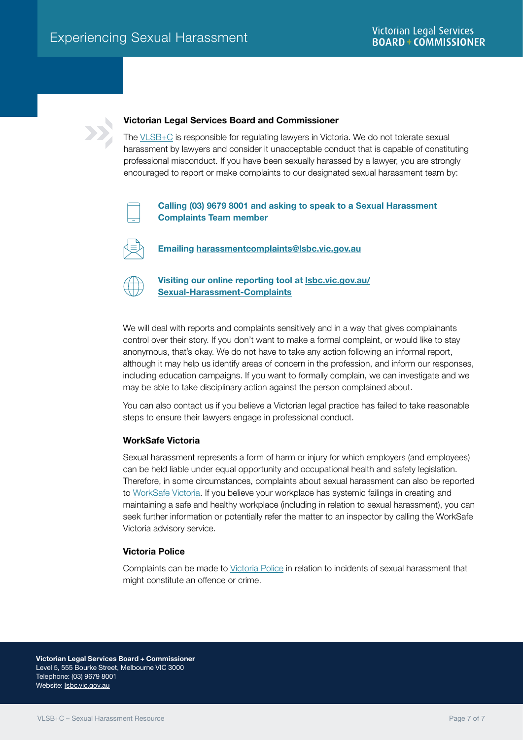### Victorian Legal Services Board and Commissioner

The VLSB+C is responsible for regulating lawyers in Victoria. We do not tolerate sexual harassment by lawyers and consider it unacceptable conduct that is capable of constituting professional misconduct. If you have been sexually harassed by a lawyer, you are strongly encouraged to report or make complaints to our designated sexual harassment team by:

- **Calling (03) 9679 8001 and asking to speak to a Sexual Harassment Complaints Team member**
- **Emailing harassmentcomplaints@lsbc.vic.gov.au**
- **Visiting our online reporting tool at lsbc.vic.gov.au/Sexual-Harassment-Complaints**

We will deal with reports and complaints sensitively and in a way that gives complainants control over their story. If you don't want to make a formal complaint, or would like to stay anonymous, that's okay. We do not have to take any action following an informal report, although it may help us identify areas of concern in the profession, and inform our responses, including education campaigns. If you want to formally complain, we can investigate and we may be able to take disciplinary action against the person complained about.

You can also contact us if you believe a Victorian legal practice has failed to take reasonable steps to ensure their lawyers engage in professional conduct.

### WorkSafe Victoria

Sexual harassment represents a form of harm or injury for which employers (and employees) can be held liable under equal opportunity and occupational health and safety legislation. Therefore, in some circumstances, complaints about sexual harassment can also be reported to WorkSafe Victoria. If you believe your workplace has systemic failings in creating and maintaining a safe and healthy workplace (including in relation to sexual harassment), you can seek further information or potentially refer the matter to an inspector by calling the WorkSafe Victoria advisory service.

### Victoria Police

Complaints can be made to Victoria Police in relation to incidents of sexual harassment that might constitute an offence or crime.

**Victorian Legal Services Board + Commissioner**
Level 5, 555 Bourke Street, Melbourne VIC 3000
Telephone: (03) 9679 8001
Website: lsbc.vic.gov.au